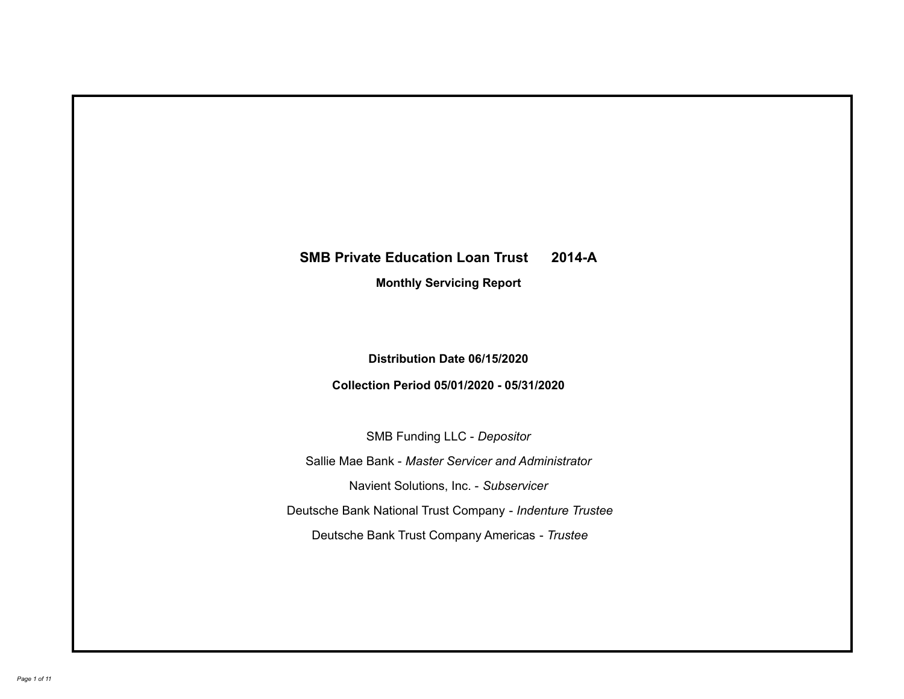# SMB Private Education Loan Trust 2014-A

## Monthly Servicing Report

**Distribution Date 06/15/2020**

**Collection Period 05/01/2020 - 05/31/2020**

SMB Funding LLC - *Depositor*

Sallie Mae Bank - *Master Servicer and Administrator*

Navient Solutions, Inc. - *Subservicer*

Deutsche Bank National Trust Company - *Indenture Trustee*

Deutsche Bank Trust Company Americas - *Trustee*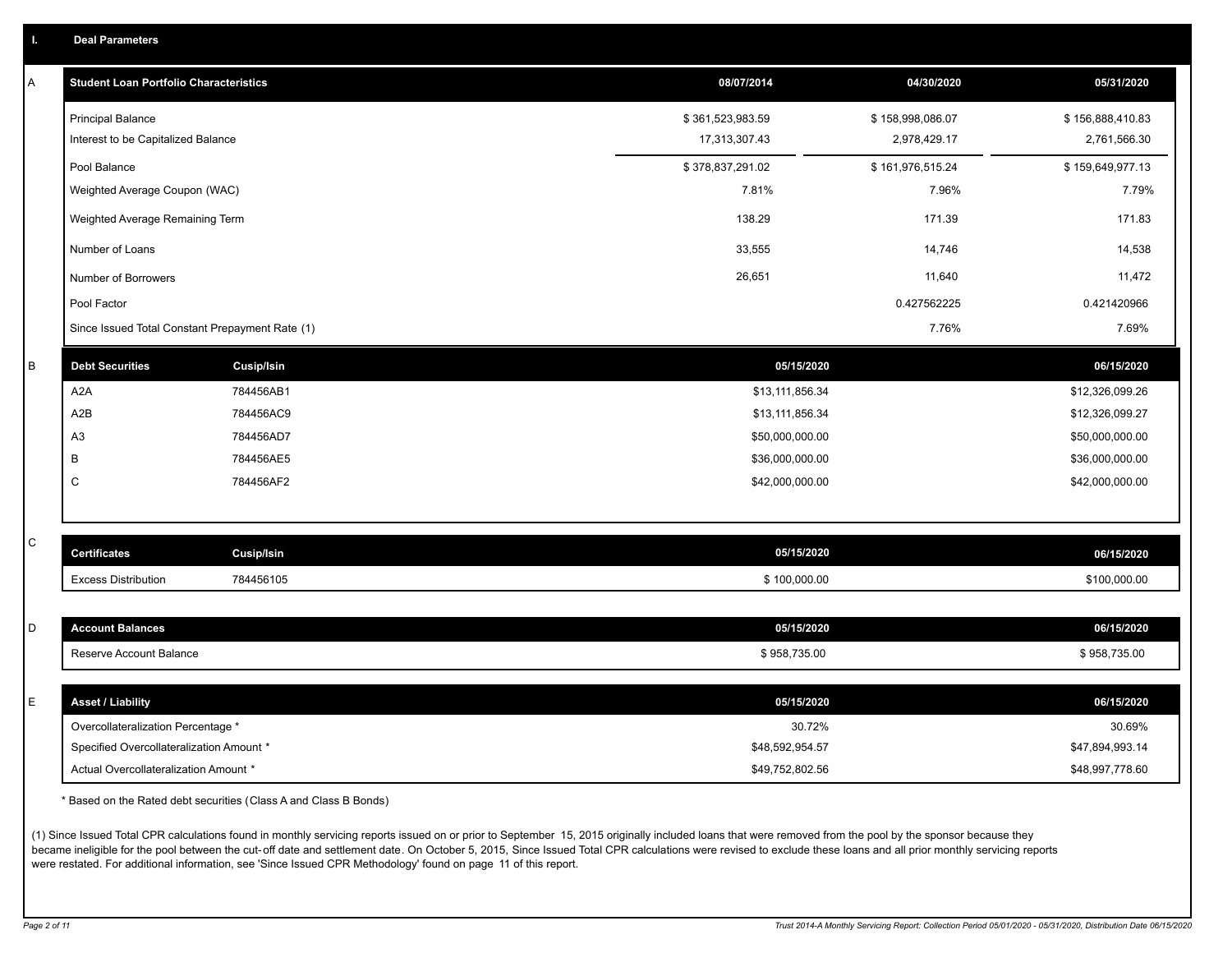## I. Deal Parameters

### A

| Student Loan Portfolio Characteristics | 08/07/2014 | 04/30/2020 | 05/31/2020 |
|---|---|---|---|
| Principal Balance | $ 361,523,983.59 | $ 158,998,086.07 | $ 156,888,410.83 |
| Interest to be Capitalized Balance | 17,313,307.43 | 2,978,429.17 | 2,761,566.30 |
| Pool Balance | $ 378,837,291.02 | $ 161,976,515.24 | $ 159,649,977.13 |
| Weighted Average Coupon (WAC) | 7.81% | 7.96% | 7.79% |
| Weighted Average Remaining Term | 138.29 | 171.39 | 171.83 |
| Number of Loans | 33,555 | 14,746 | 14,538 |
| Number of Borrowers | 26,651 | 11,640 | 11,472 |
| Pool Factor | | 0.427562225 | 0.421420966 |
| Since Issued Total Constant Prepayment Rate (1) | | 7.76% | 7.69% |

### B

| Debt Securities | Cusip/Isin | 05/15/2020 | 06/15/2020 |
|---|---|---|---|
| A2A | 784456AB1 | $13,111,856.34 | $12,326,099.26 |
| A2B | 784456AC9 | $13,111,856.34 | $12,326,099.27 |
| A3 | 784456AD7 | $50,000,000.00 | $50,000,000.00 |
| B | 784456AE5 | $36,000,000.00 | $36,000,000.00 |
| C | 784456AF2 | $42,000,000.00 | $42,000,000.00 |

### C

| Certificates | Cusip/Isin | 05/15/2020 | 06/15/2020 |
|---|---|---|---|
| Excess Distribution | 784456105 | $ 100,000.00 | $100,000.00 |

### D

| Account Balances | 05/15/2020 | 06/15/2020 |
|---|---|---|
| Reserve Account Balance | $ 958,735.00 | $ 958,735.00 |

### E

| Asset / Liability | 05/15/2020 | 06/15/2020 |
|---|---|---|
| Overcollateralization Percentage * | 30.72% | 30.69% |
| Specified Overcollateralization Amount * | $48,592,954.57 | $47,894,993.14 |
| Actual Overcollateralization Amount * | $49,752,802.56 | $48,997,778.60 |

* Based on the Rated debt securities (Class A and Class B Bonds)

(1) Since Issued Total CPR calculations found in monthly servicing reports issued on or prior to September 15, 2015 originally included loans that were removed from the pool by the sponsor because they became ineligible for the pool between the cut-off date and settlement date. On October 5, 2015, Since Issued Total CPR calculations were revised to exclude these loans and all prior monthly servicing reports were restated. For additional information, see 'Since Issued CPR Methodology' found on page 11 of this report.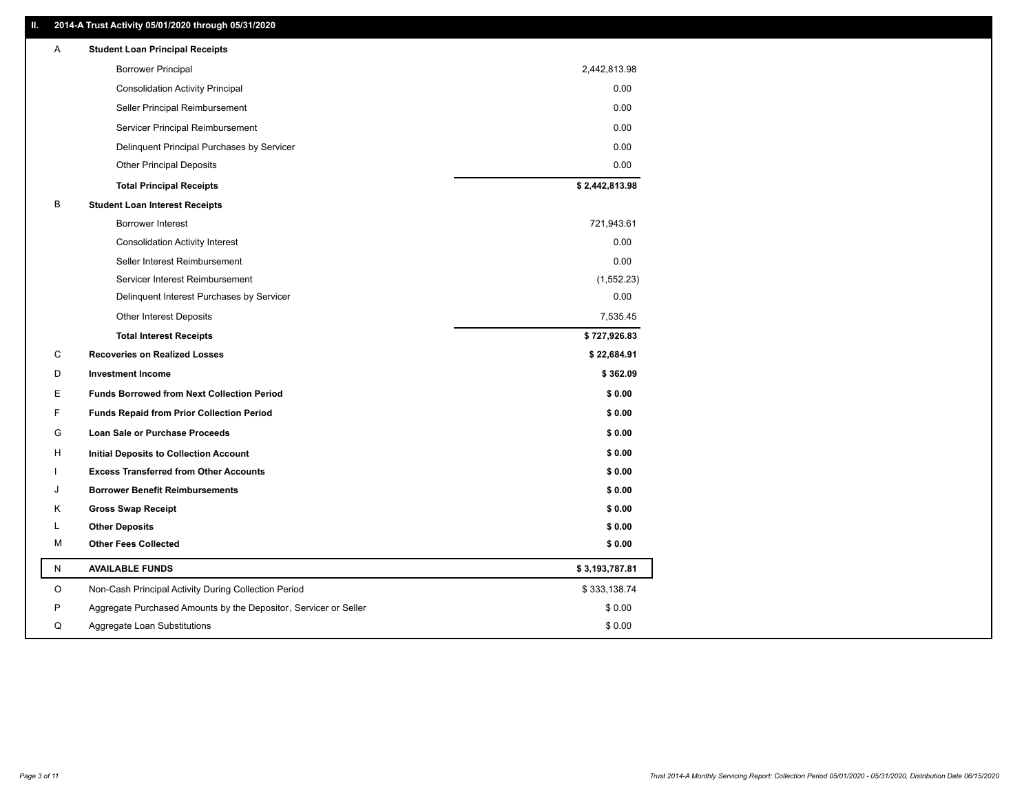## II. 2014-A Trust Activity 05/01/2020 through 05/31/2020

| | | |
|---|---|---|
| A | **Student Loan Principal Receipts** | |
| | Borrower Principal | 2,442,813.98 |
| | Consolidation Activity Principal | 0.00 |
| | Seller Principal Reimbursement | 0.00 |
| | Servicer Principal Reimbursement | 0.00 |
| | Delinquent Principal Purchases by Servicer | 0.00 |
| | Other Principal Deposits | 0.00 |
| | **Total Principal Receipts** | **$ 2,442,813.98** |
| B | **Student Loan Interest Receipts** | |
| | Borrower Interest | 721,943.61 |
| | Consolidation Activity Interest | 0.00 |
| | Seller Interest Reimbursement | 0.00 |
| | Servicer Interest Reimbursement | (1,552.23) |
| | Delinquent Interest Purchases by Servicer | 0.00 |
| | Other Interest Deposits | 7,535.45 |
| | **Total Interest Receipts** | **$ 727,926.83** |
| C | **Recoveries on Realized Losses** | **$ 22,684.91** |
| D | **Investment Income** | **$ 362.09** |
| E | **Funds Borrowed from Next Collection Period** | **$ 0.00** |
| F | **Funds Repaid from Prior Collection Period** | **$ 0.00** |
| G | **Loan Sale or Purchase Proceeds** | **$ 0.00** |
| H | **Initial Deposits to Collection Account** | **$ 0.00** |
| I | **Excess Transferred from Other Accounts** | **$ 0.00** |
| J | **Borrower Benefit Reimbursements** | **$ 0.00** |
| K | **Gross Swap Receipt** | **$ 0.00** |
| L | **Other Deposits** | **$ 0.00** |
| M | **Other Fees Collected** | **$ 0.00** |
| N | **AVAILABLE FUNDS** | **$ 3,193,787.81** |
| O | Non-Cash Principal Activity During Collection Period | $ 333,138.74 |
| P | Aggregate Purchased Amounts by the Depositor, Servicer or Seller | $ 0.00 |
| Q | Aggregate Loan Substitutions | $ 0.00 |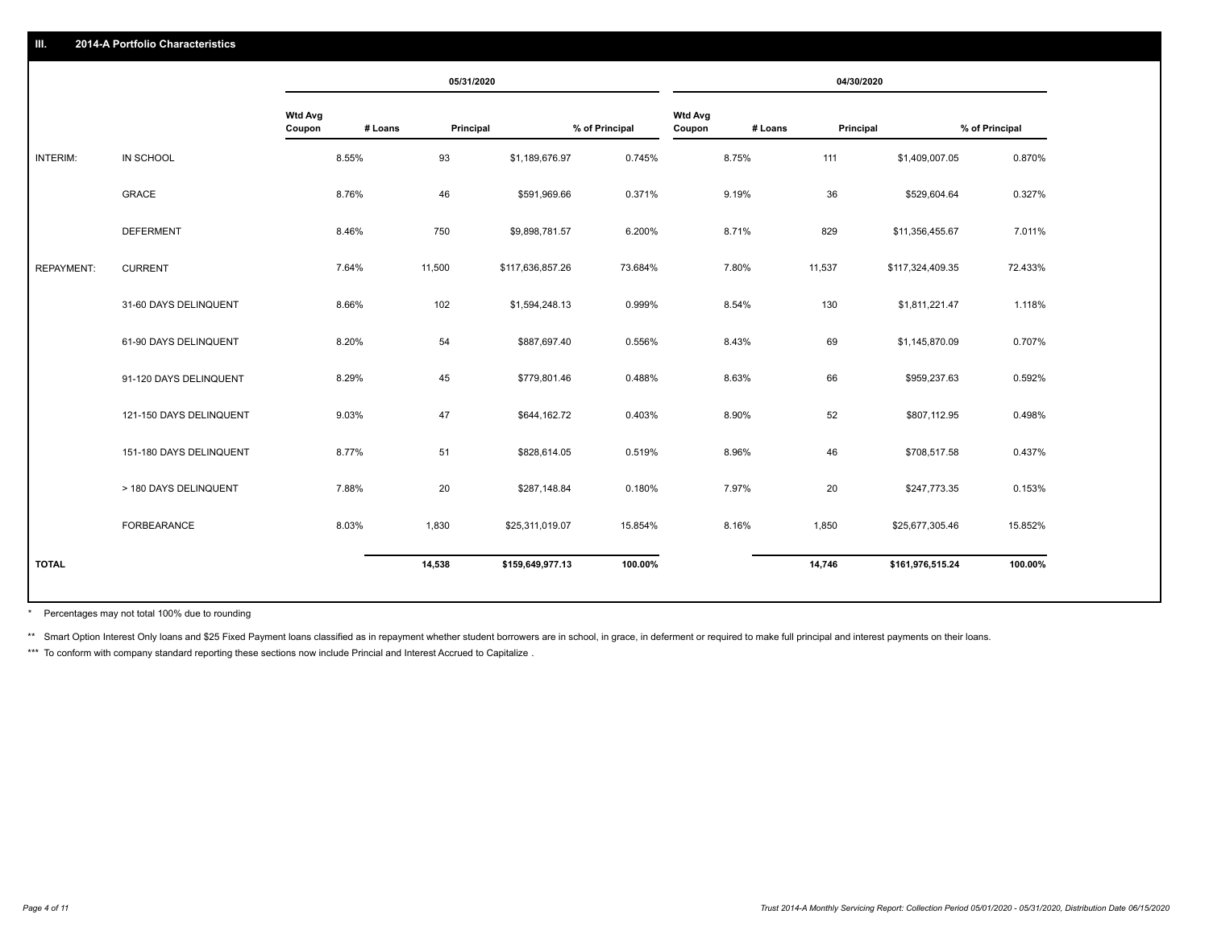## III. 2014-A Portfolio Characteristics

| | | 05/31/2020 | | | | 04/30/2020 | | | |
|---|---|---|---|---|---|---|---|---|---|
| | | Wtd Avg Coupon | # Loans | Principal | % of Principal | Wtd Avg Coupon | # Loans | Principal | % of Principal |
| INTERIM: | IN SCHOOL | 8.55% | 93 | $1,189,676.97 | 0.745% | 8.75% | 111 | $1,409,007.05 | 0.870% |
| | GRACE | 8.76% | 46 | $591,969.66 | 0.371% | 9.19% | 36 | $529,604.64 | 0.327% |
| | DEFERMENT | 8.46% | 750 | $9,898,781.57 | 6.200% | 8.71% | 829 | $11,356,455.67 | 7.011% |
| REPAYMENT: | CURRENT | 7.64% | 11,500 | $117,636,857.26 | 73.684% | 7.80% | 11,537 | $117,324,409.35 | 72.433% |
| | 31-60 DAYS DELINQUENT | 8.66% | 102 | $1,594,248.13 | 0.999% | 8.54% | 130 | $1,811,221.47 | 1.118% |
| | 61-90 DAYS DELINQUENT | 8.20% | 54 | $887,697.40 | 0.556% | 8.43% | 69 | $1,145,870.09 | 0.707% |
| | 91-120 DAYS DELINQUENT | 8.29% | 45 | $779,801.46 | 0.488% | 8.63% | 66 | $959,237.63 | 0.592% |
| | 121-150 DAYS DELINQUENT | 9.03% | 47 | $644,162.72 | 0.403% | 8.90% | 52 | $807,112.95 | 0.498% |
| | 151-180 DAYS DELINQUENT | 8.77% | 51 | $828,614.05 | 0.519% | 8.96% | 46 | $708,517.58 | 0.437% |
| | > 180 DAYS DELINQUENT | 7.88% | 20 | $287,148.84 | 0.180% | 7.97% | 20 | $247,773.35 | 0.153% |
| | FORBEARANCE | 8.03% | 1,830 | $25,311,019.07 | 15.854% | 8.16% | 1,850 | $25,677,305.46 | 15.852% |
| TOTAL | | | 14,538 | $159,649,977.13 | 100.00% | | 14,746 | $161,976,515.24 | 100.00% |

\* Percentages may not total 100% due to rounding

\*\* Smart Option Interest Only loans and $25 Fixed Payment loans classified as in repayment whether student borrowers are in school, in grace, in deferment or required to make full principal and interest payments on their loans.

\*\*\* To conform with company standard reporting these sections now include Princial and Interest Accrued to Capitalize .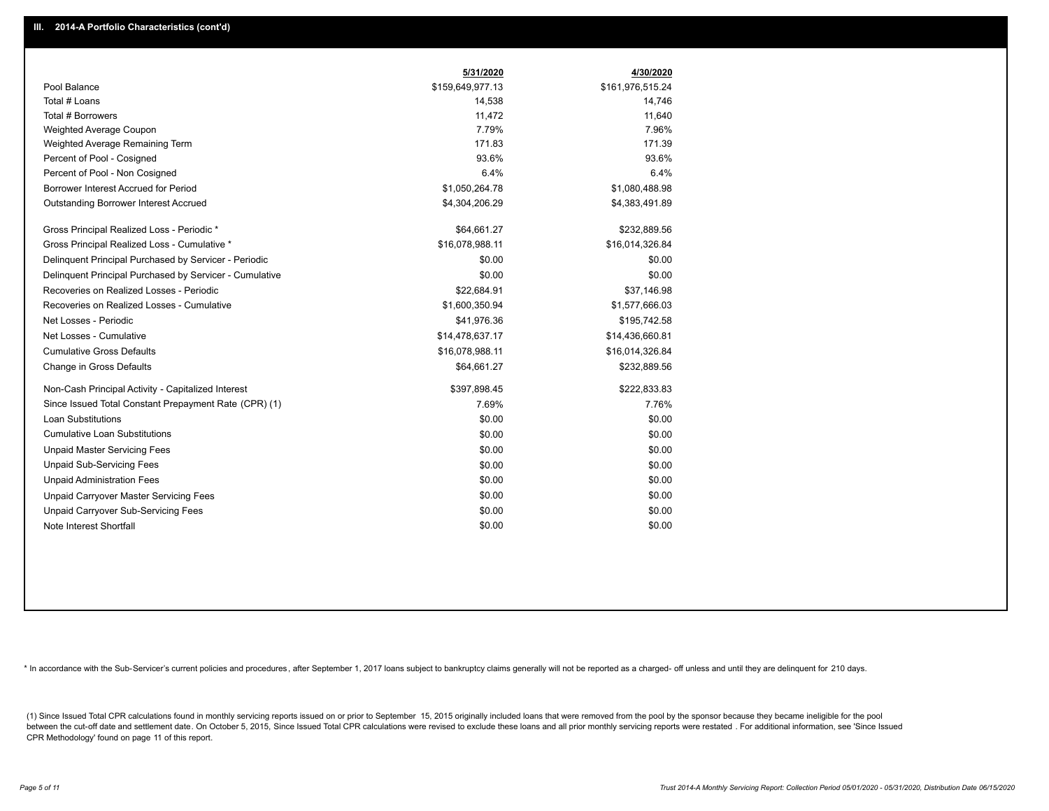## III. 2014-A Portfolio Characteristics (cont'd)

| | 5/31/2020 | 4/30/2020 |
|---|---|---|
| Pool Balance | $159,649,977.13 | $161,976,515.24 |
| Total # Loans | 14,538 | 14,746 |
| Total # Borrowers | 11,472 | 11,640 |
| Weighted Average Coupon | 7.79% | 7.96% |
| Weighted Average Remaining Term | 171.83 | 171.39 |
| Percent of Pool - Cosigned | 93.6% | 93.6% |
| Percent of Pool - Non Cosigned | 6.4% | 6.4% |
| Borrower Interest Accrued for Period | $1,050,264.78 | $1,080,488.98 |
| Outstanding Borrower Interest Accrued | $4,304,206.29 | $4,383,491.89 |
| Gross Principal Realized Loss - Periodic * | $64,661.27 | $232,889.56 |
| Gross Principal Realized Loss - Cumulative * | $16,078,988.11 | $16,014,326.84 |
| Delinquent Principal Purchased by Servicer - Periodic | $0.00 | $0.00 |
| Delinquent Principal Purchased by Servicer - Cumulative | $0.00 | $0.00 |
| Recoveries on Realized Losses - Periodic | $22,684.91 | $37,146.98 |
| Recoveries on Realized Losses - Cumulative | $1,600,350.94 | $1,577,666.03 |
| Net Losses - Periodic | $41,976.36 | $195,742.58 |
| Net Losses - Cumulative | $14,478,637.17 | $14,436,660.81 |
| Cumulative Gross Defaults | $16,078,988.11 | $16,014,326.84 |
| Change in Gross Defaults | $64,661.27 | $232,889.56 |
| Non-Cash Principal Activity - Capitalized Interest | $397,898.45 | $222,833.83 |
| Since Issued Total Constant Prepayment Rate (CPR) (1) | 7.69% | 7.76% |
| Loan Substitutions | $0.00 | $0.00 |
| Cumulative Loan Substitutions | $0.00 | $0.00 |
| Unpaid Master Servicing Fees | $0.00 | $0.00 |
| Unpaid Sub-Servicing Fees | $0.00 | $0.00 |
| Unpaid Administration Fees | $0.00 | $0.00 |
| Unpaid Carryover Master Servicing Fees | $0.00 | $0.00 |
| Unpaid Carryover Sub-Servicing Fees | $0.00 | $0.00 |
| Note Interest Shortfall | $0.00 | $0.00 |

* In accordance with the Sub-Servicer's current policies and procedures, after September 1, 2017 loans subject to bankruptcy claims generally will not be reported as a charged- off unless and until they are delinquent for 210 days.

(1) Since Issued Total CPR calculations found in monthly servicing reports issued on or prior to September 15, 2015 originally included loans that were removed from the pool by the sponsor because they became ineligible for the pool between the cut-off date and settlement date. On October 5, 2015, Since Issued Total CPR calculations were revised to exclude these loans and all prior monthly servicing reports were restated . For additional information, see 'Since Issued CPR Methodology' found on page 11 of this report.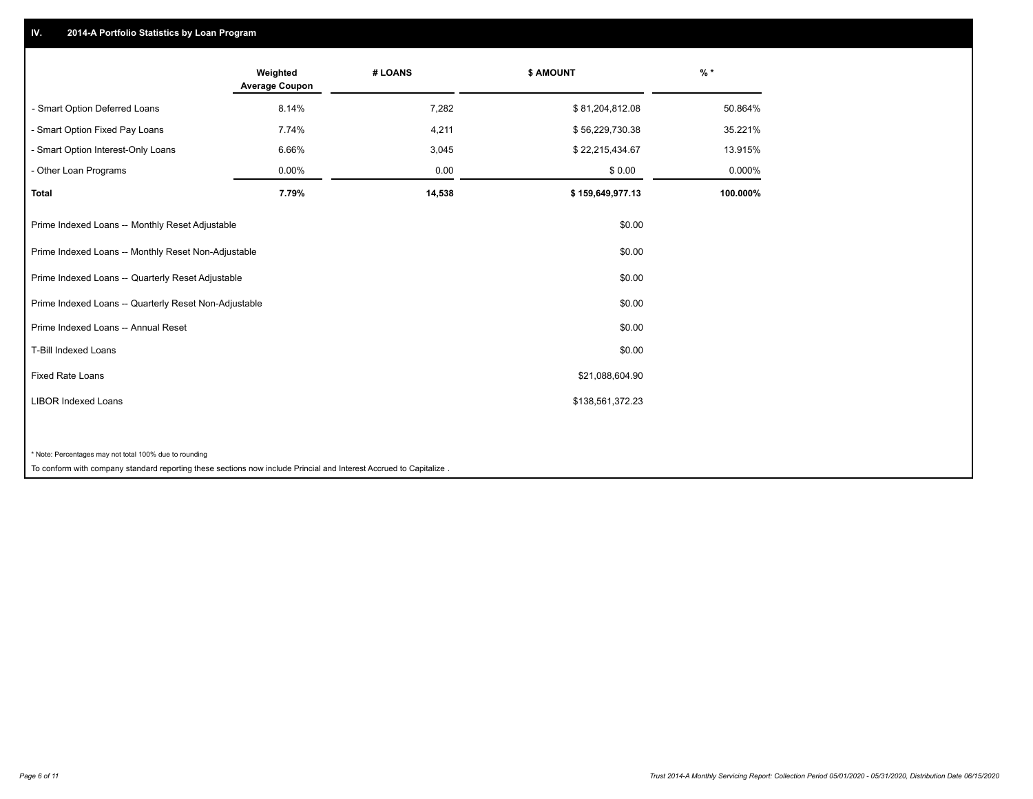## IV. 2014-A Portfolio Statistics by Loan Program

| | Weighted Average Coupon | # LOANS | $ AMOUNT | % * |
|---|---|---|---|---|
| - Smart Option Deferred Loans | 8.14% | 7,282 | $ 81,204,812.08 | 50.864% |
| - Smart Option Fixed Pay Loans | 7.74% | 4,211 | $ 56,229,730.38 | 35.221% |
| - Smart Option Interest-Only Loans | 6.66% | 3,045 | $ 22,215,434.67 | 13.915% |
| - Other Loan Programs | 0.00% | 0.00 | $ 0.00 | 0.000% |
| **Total** | **7.79%** | **14,538** | **$ 159,649,977.13** | **100.000%** |

| | |
|---|---|
| Prime Indexed Loans -- Monthly Reset Adjustable | $0.00 |
| Prime Indexed Loans -- Monthly Reset Non-Adjustable | $0.00 |
| Prime Indexed Loans -- Quarterly Reset Adjustable | $0.00 |
| Prime Indexed Loans -- Quarterly Reset Non-Adjustable | $0.00 |
| Prime Indexed Loans -- Annual Reset | $0.00 |
| T-Bill Indexed Loans | $0.00 |
| Fixed Rate Loans | $21,088,604.90 |
| LIBOR Indexed Loans | $138,561,372.23 |

* Note: Percentages may not total 100% due to rounding

To conform with company standard reporting these sections now include Princial and Interest Accrued to Capitalize .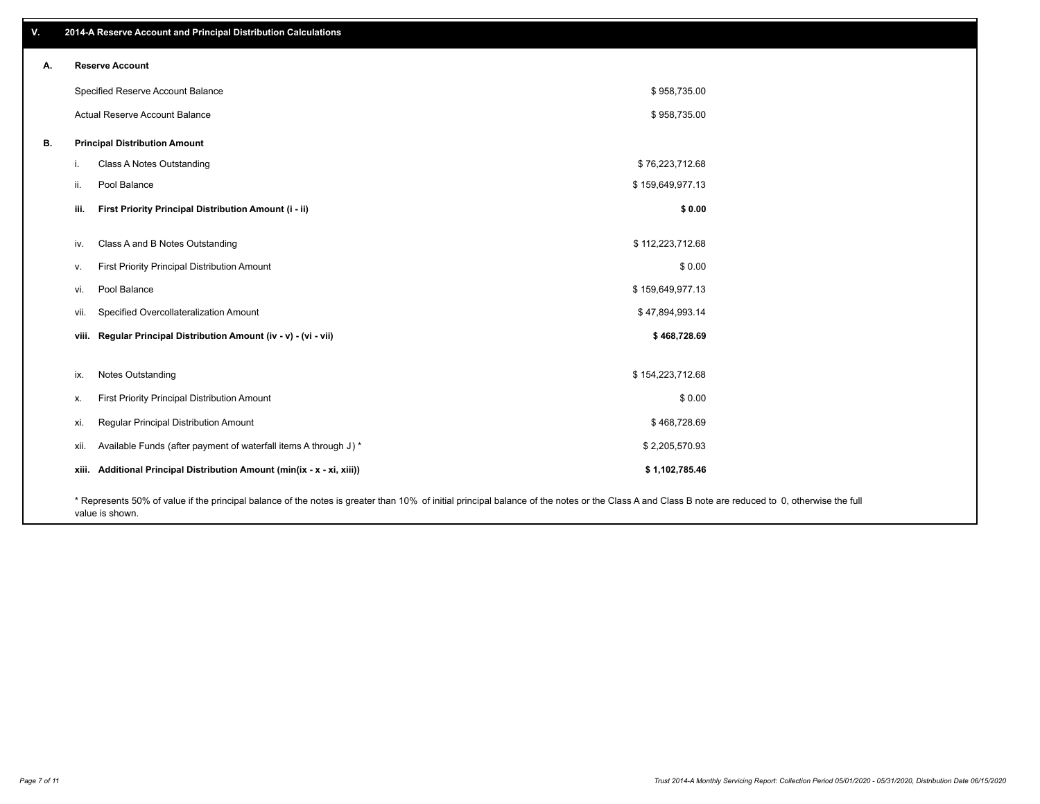## V. 2014-A Reserve Account and Principal Distribution Calculations

### A. Reserve Account

| | |
|---|---|
| Specified Reserve Account Balance | $ 958,735.00 |
| Actual Reserve Account Balance | $ 958,735.00 |

### B. Principal Distribution Amount

| | | |
|---|---|---|
| i. | Class A Notes Outstanding | $ 76,223,712.68 |
| ii. | Pool Balance | $ 159,649,977.13 |
| **iii.** | **First Priority Principal Distribution Amount (i - ii)** | **$ 0.00** |
| iv. | Class A and B Notes Outstanding | $ 112,223,712.68 |
| v. | First Priority Principal Distribution Amount | $ 0.00 |
| vi. | Pool Balance | $ 159,649,977.13 |
| vii. | Specified Overcollateralization Amount | $ 47,894,993.14 |
| **viii.** | **Regular Principal Distribution Amount (iv - v) - (vi - vii)** | **$ 468,728.69** |
| ix. | Notes Outstanding | $ 154,223,712.68 |
| x. | First Priority Principal Distribution Amount | $ 0.00 |
| xi. | Regular Principal Distribution Amount | $ 468,728.69 |
| xii. | Available Funds (after payment of waterfall items A through J) * | $ 2,205,570.93 |
| **xiii.** | **Additional Principal Distribution Amount (min(ix - x - xi, xiii))** | **$ 1,102,785.46** |

* Represents 50% of value if the principal balance of the notes is greater than 10% of initial principal balance of the notes or the Class A and Class B note are reduced to 0, otherwise the full value is shown.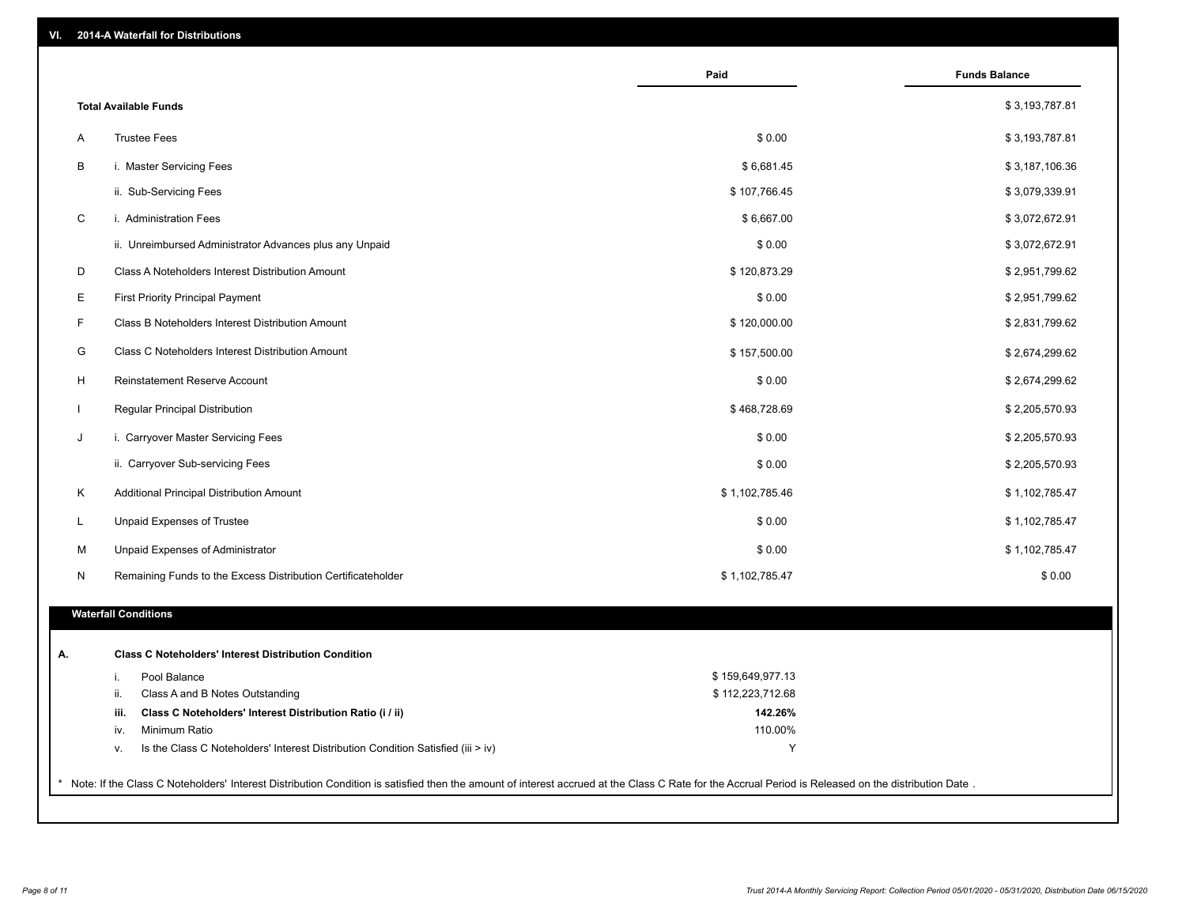## VI. 2014-A Waterfall for Distributions

| | | Paid | Funds Balance |
|---|---|---|---|
| | **Total Available Funds** | | $ 3,193,787.81 |
| A | Trustee Fees | $ 0.00 | $ 3,193,787.81 |
| B | i. Master Servicing Fees | $ 6,681.45 | $ 3,187,106.36 |
| | ii. Sub-Servicing Fees | $ 107,766.45 | $ 3,079,339.91 |
| C | i. Administration Fees | $ 6,667.00 | $ 3,072,672.91 |
| | ii. Unreimbursed Administrator Advances plus any Unpaid | $ 0.00 | $ 3,072,672.91 |
| D | Class A Noteholders Interest Distribution Amount | $ 120,873.29 | $ 2,951,799.62 |
| E | First Priority Principal Payment | $ 0.00 | $ 2,951,799.62 |
| F | Class B Noteholders Interest Distribution Amount | $ 120,000.00 | $ 2,831,799.62 |
| G | Class C Noteholders Interest Distribution Amount | $ 157,500.00 | $ 2,674,299.62 |
| H | Reinstatement Reserve Account | $ 0.00 | $ 2,674,299.62 |
| I | Regular Principal Distribution | $ 468,728.69 | $ 2,205,570.93 |
| J | i. Carryover Master Servicing Fees | $ 0.00 | $ 2,205,570.93 |
| | ii. Carryover Sub-servicing Fees | $ 0.00 | $ 2,205,570.93 |
| K | Additional Principal Distribution Amount | $ 1,102,785.46 | $ 1,102,785.47 |
| L | Unpaid Expenses of Trustee | $ 0.00 | $ 1,102,785.47 |
| M | Unpaid Expenses of Administrator | $ 0.00 | $ 1,102,785.47 |
| N | Remaining Funds to the Excess Distribution Certificateholder | $ 1,102,785.47 | $ 0.00 |

### Waterfall Conditions

| | | | |
|---|---|---|---|
| **A.** | | **Class C Noteholders' Interest Distribution Condition** | |
| | i. | Pool Balance | $ 159,649,977.13 |
| | ii. | Class A and B Notes Outstanding | $ 112,223,712.68 |
| | **iii.** | **Class C Noteholders' Interest Distribution Ratio (i / ii)** | **142.26%** |
| | iv. | Minimum Ratio | 110.00% |
| | v. | Is the Class C Noteholders' Interest Distribution Condition Satisfied (iii > iv) | Y |

* Note: If the Class C Noteholders' Interest Distribution Condition is satisfied then the amount of interest accrued at the Class C Rate for the Accrual Period is Released on the distribution Date .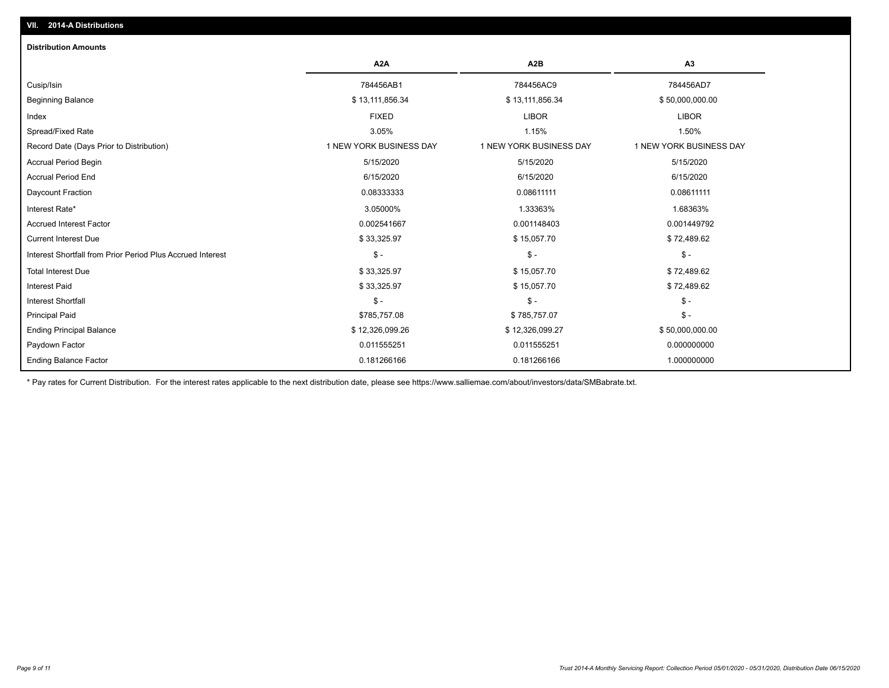## VII. 2014-A Distributions

### Distribution Amounts

| | A2A | A2B | A3 |
|---|---|---|---|
| Cusip/Isin | 784456AB1 | 784456AC9 | 784456AD7 |
| Beginning Balance | $ 13,111,856.34 | $ 13,111,856.34 | $ 50,000,000.00 |
| Index | FIXED | LIBOR | LIBOR |
| Spread/Fixed Rate | 3.05% | 1.15% | 1.50% |
| Record Date (Days Prior to Distribution) | 1 NEW YORK BUSINESS DAY | 1 NEW YORK BUSINESS DAY | 1 NEW YORK BUSINESS DAY |
| Accrual Period Begin | 5/15/2020 | 5/15/2020 | 5/15/2020 |
| Accrual Period End | 6/15/2020 | 6/15/2020 | 6/15/2020 |
| Daycount Fraction | 0.08333333 | 0.08611111 | 0.08611111 |
| Interest Rate* | 3.05000% | 1.33363% | 1.68363% |
| Accrued Interest Factor | 0.002541667 | 0.001148403 | 0.001449792 |
| Current Interest Due | $ 33,325.97 | $ 15,057.70 | $ 72,489.62 |
| Interest Shortfall from Prior Period Plus Accrued Interest | $ - | $ - | $ - |
| Total Interest Due | $ 33,325.97 | $ 15,057.70 | $ 72,489.62 |
| Interest Paid | $ 33,325.97 | $ 15,057.70 | $ 72,489.62 |
| Interest Shortfall | $ - | $ - | $ - |
| Principal Paid | $785,757.08 | $ 785,757.07 | $ - |
| Ending Principal Balance | $ 12,326,099.26 | $ 12,326,099.27 | $ 50,000,000.00 |
| Paydown Factor | 0.011555251 | 0.011555251 | 0.000000000 |
| Ending Balance Factor | 0.181266166 | 0.181266166 | 1.000000000 |

* Pay rates for Current Distribution. For the interest rates applicable to the next distribution date, please see https://www.salliemae.com/about/investors/data/SMBabrate.txt.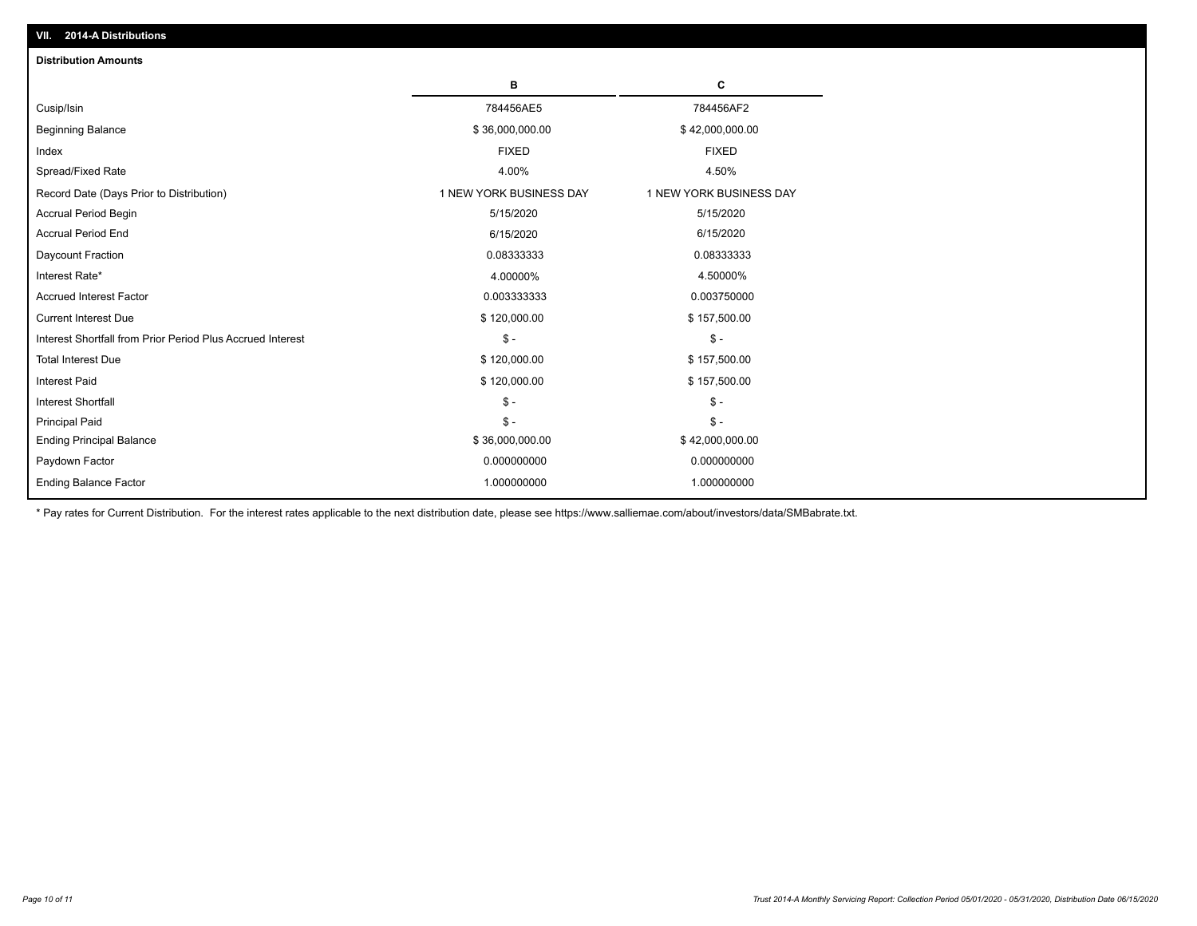## VII. 2014-A Distributions

### Distribution Amounts

| | B | C |
|---|---|---|
| Cusip/Isin | 784456AE5 | 784456AF2 |
| Beginning Balance | $ 36,000,000.00 | $ 42,000,000.00 |
| Index | FIXED | FIXED |
| Spread/Fixed Rate | 4.00% | 4.50% |
| Record Date (Days Prior to Distribution) | 1 NEW YORK BUSINESS DAY | 1 NEW YORK BUSINESS DAY |
| Accrual Period Begin | 5/15/2020 | 5/15/2020 |
| Accrual Period End | 6/15/2020 | 6/15/2020 |
| Daycount Fraction | 0.08333333 | 0.08333333 |
| Interest Rate* | 4.00000% | 4.50000% |
| Accrued Interest Factor | 0.003333333 | 0.003750000 |
| Current Interest Due | $ 120,000.00 | $ 157,500.00 |
| Interest Shortfall from Prior Period Plus Accrued Interest | $ - | $ - |
| Total Interest Due | $ 120,000.00 | $ 157,500.00 |
| Interest Paid | $ 120,000.00 | $ 157,500.00 |
| Interest Shortfall | $ - | $ - |
| Principal Paid | $ - | $ - |
| Ending Principal Balance | $ 36,000,000.00 | $ 42,000,000.00 |
| Paydown Factor | 0.000000000 | 0.000000000 |
| Ending Balance Factor | 1.000000000 | 1.000000000 |

* Pay rates for Current Distribution. For the interest rates applicable to the next distribution date, please see https://www.salliemae.com/about/investors/data/SMBabrate.txt.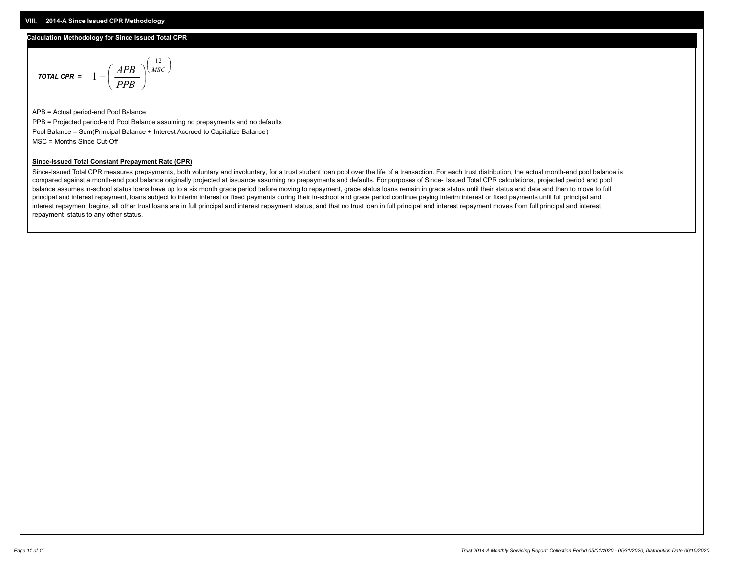## VIII. 2014-A Since Issued CPR Methodology

### Calculation Methodology for Since Issued Total CPR

***TOTAL CPR =*** $$1-\left(\frac{APB}{PPB}\right)^{\left(\frac{12}{MSC}\right)}$$

APB = Actual period-end Pool Balance

PPB = Projected period-end Pool Balance assuming no prepayments and no defaults

Pool Balance = Sum(Principal Balance + Interest Accrued to Capitalize Balance)

MSC = Months Since Cut-Off

**Since-Issued Total Constant Prepayment Rate (CPR)**

Since-Issued Total CPR measures prepayments, both voluntary and involuntary, for a trust student loan pool over the life of a transaction. For each trust distribution, the actual month-end pool balance is compared against a month-end pool balance originally projected at issuance assuming no prepayments and defaults. For purposes of Since- Issued Total CPR calculations, projected period end pool balance assumes in-school status loans have up to a six month grace period before moving to repayment, grace status loans remain in grace status until their status end date and then to move to full principal and interest repayment, loans subject to interim interest or fixed payments during their in-school and grace period continue paying interim interest or fixed payments until full principal and interest repayment begins, all other trust loans are in full principal and interest repayment status, and that no trust loan in full principal and interest repayment moves from full principal and interest repayment status to any other status.